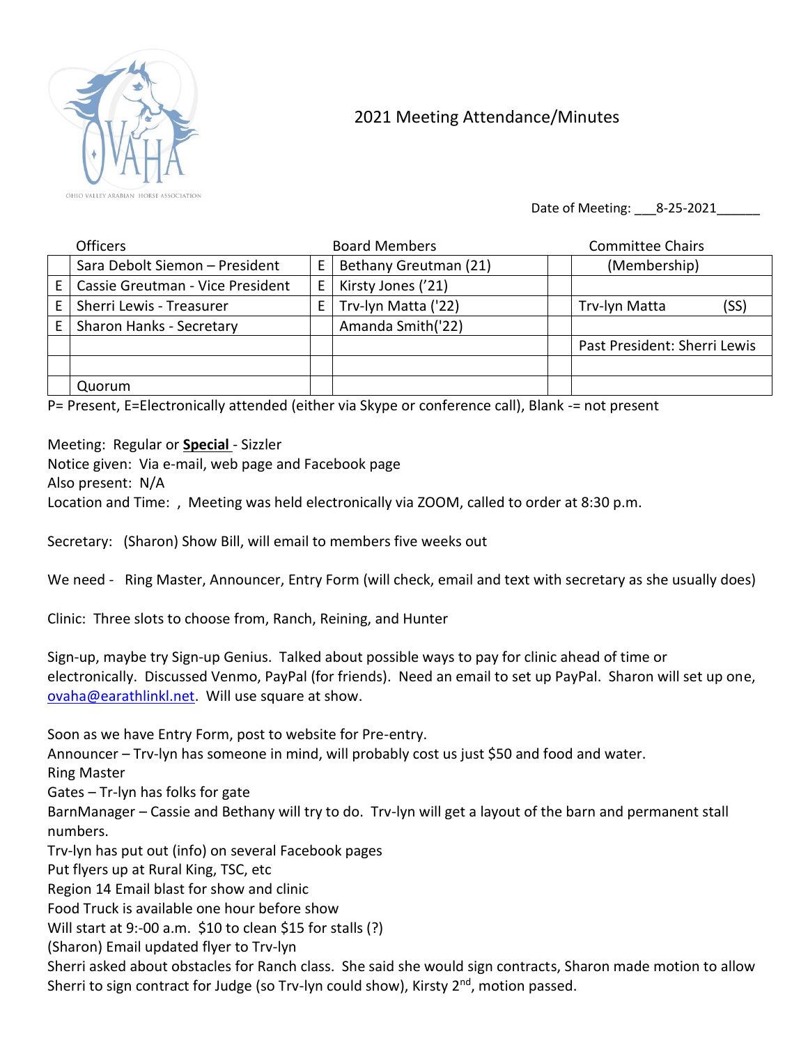OHIO VALLEY ARABIAN HORSE ASSOCIATION

# 2021 Meeting Attendance/Minutes

Date of Meeting: \_\_\_8-25-2021\_\_\_\_\_\_

| | Officers | | Board Members | | Committee Chairs |
|---|---|---|---|---|---|
| | Sara Debolt Siemon – President | E | Bethany Greutman (21) | | (Membership) |
| E | Cassie Greutman - Vice President | E | Kirsty Jones ('21) | | |
| E | Sherri Lewis - Treasurer | E | Trv-lyn Matta ('22) | | Trv-lyn Matta (SS) |
| E | Sharon Hanks - Secretary | | Amanda Smith('22) | | |
| | | | | | Past President: Sherri Lewis |
| | | | | | |
| | Quorum | | | | |

P= Present, E=Electronically attended (either via Skype or conference call), Blank -= not present

Meeting: Regular or **Special** - Sizzler
Notice given: Via e-mail, web page and Facebook page
Also present: N/A
Location and Time: , Meeting was held electronically via ZOOM, called to order at 8:30 p.m.

Secretary: (Sharon) Show Bill, will email to members five weeks out

We need - Ring Master, Announcer, Entry Form (will check, email and text with secretary as she usually does)

Clinic: Three slots to choose from, Ranch, Reining, and Hunter

Sign-up, maybe try Sign-up Genius. Talked about possible ways to pay for clinic ahead of time or electronically. Discussed Venmo, PayPal (for friends). Need an email to set up PayPal. Sharon will set up one, ovaha@earathlinkl.net. Will use square at show.

Soon as we have Entry Form, post to website for Pre-entry.
Announcer – Trv-lyn has someone in mind, will probably cost us just $50 and food and water.
Ring Master
Gates – Tr-lyn has folks for gate
BarnManager – Cassie and Bethany will try to do. Trv-lyn will get a layout of the barn and permanent stall numbers.
Trv-lyn has put out (info) on several Facebook pages
Put flyers up at Rural King, TSC, etc
Region 14 Email blast for show and clinic
Food Truck is available one hour before show
Will start at 9:-00 a.m. $10 to clean $15 for stalls (?)
(Sharon) Email updated flyer to Trv-lyn
Sherri asked about obstacles for Ranch class. She said she would sign contracts, Sharon made motion to allow Sherri to sign contract for Judge (so Trv-lyn could show), Kirsty 2nd, motion passed.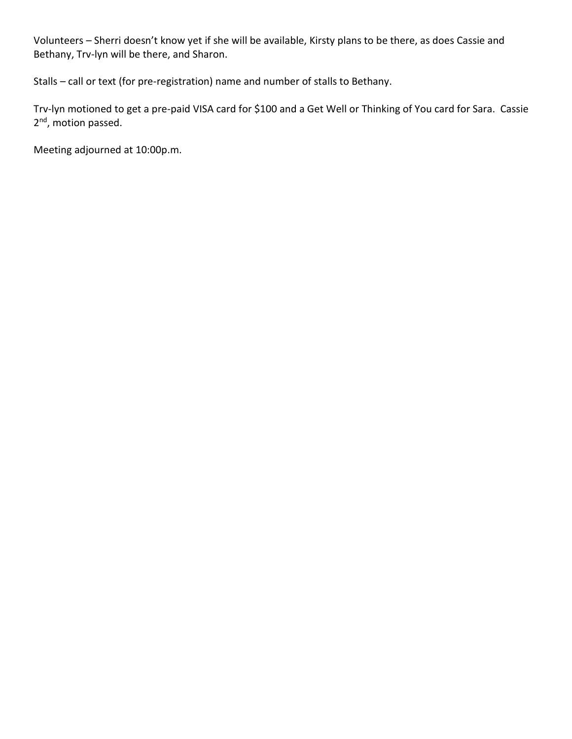Volunteers – Sherri doesn't know yet if she will be available, Kirsty plans to be there, as does Cassie and Bethany, Trv-lyn will be there, and Sharon.

Stalls – call or text (for pre-registration) name and number of stalls to Bethany.

Trv-lyn motioned to get a pre-paid VISA card for $100 and a Get Well or Thinking of You card for Sara. Cassie 2nd, motion passed.

Meeting adjourned at 10:00p.m.